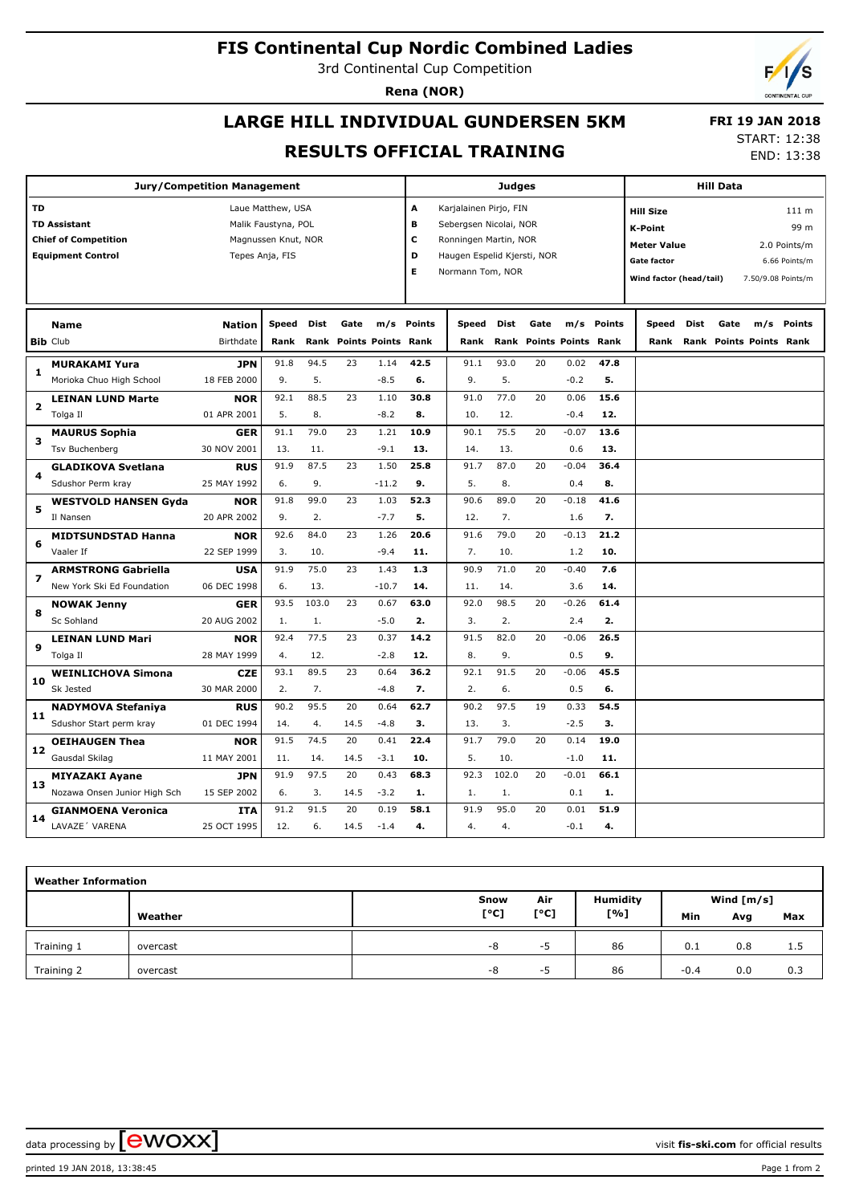# FIS Continental Cup Nordic Combined Ladies

3rd Continental Cup Competition

**Rena (NOR)**

## LARGE HILL INDIVIDUAL GUNDERSEN 5KM

## RESULTS OFFICIAL TRAINING

**FRI 19 JAN 2018**

START: 12:38

END: 13:38

| Jury/Competition Management | |
|---|---|
| TD | Laue Matthew, USA |
| TD Assistant | Malik Faustyna, POL |
| Chief of Competition | Magnussen Knut, NOR |
| Equipment Control | Tepes Anja, FIS |

| Judges | |
|---|---|
| A | Karjalainen Pirjo, FIN |
| B | Sebergsen Nicolai, NOR |
| C | Ronningen Martin, NOR |
| D | Haugen Espelid Kjersti, NOR |
| E | Normann Tom, NOR |

| Hill Data | |
|---|---|
| Hill Size | 111 m |
| K-Point | 99 m |
| Meter Value | 2.0 Points/m |
| Gate factor | 6.66 Points/m |
| Wind factor (head/tail) | 7.50/9.08 Points/m |

| Bib | Name / Club | Nation / Birthdate | Speed | Dist | Gate | m/s | Points | Speed | Dist | Gate | m/s | Points | Speed | Dist | Gate | m/s | Points |
|---|---|---|---|---|---|---|---|---|---|---|---|---|---|---|---|---|---|
| | | | Rank | Rank | Points | Points | Rank | Rank | Rank | Points | Points | Rank | Rank | Rank | Points | Points | Rank |
| 1 | **MURAKAMI Yura** | **JPN** | 91.8 | 94.5 | 23 | 1.14 | **42.5** | 91.1 | 93.0 | 20 | 0.02 | **47.8** | | | | | |
| | Morioka Chuo High School | 18 FEB 2000 | 9. | 5. | | -8.5 | **6.** | 9. | 5. | | -0.2 | **5.** | | | | | |
| 2 | **LEINAN LUND Marte** | **NOR** | 92.1 | 88.5 | 23 | 1.10 | **30.8** | 91.0 | 77.0 | 20 | 0.06 | **15.6** | | | | | |
| | Tolga Il | 01 APR 2001 | 5. | 8. | | -8.2 | **8.** | 10. | 12. | | -0.4 | **12.** | | | | | |
| 3 | **MAURUS Sophia** | **GER** | 91.1 | 79.0 | 23 | 1.21 | **10.9** | 90.1 | 75.5 | 20 | -0.07 | **13.6** | | | | | |
| | Tsv Buchenberg | 30 NOV 2001 | 13. | 11. | | -9.1 | **13.** | 14. | 13. | | 0.6 | **13.** | | | | | |
| 4 | **GLADIKOVA Svetlana** | **RUS** | 91.9 | 87.5 | 23 | 1.50 | **25.8** | 91.7 | 87.0 | 20 | -0.04 | **36.4** | | | | | |
| | Sdushor Perm kray | 25 MAY 1992 | 6. | 9. | | -11.2 | **9.** | 5. | 8. | | 0.4 | **8.** | | | | | |
| 5 | **WESTVOLD HANSEN Gyda** | **NOR** | 91.8 | 99.0 | 23 | 1.03 | **52.3** | 90.6 | 89.0 | 20 | -0.18 | **41.6** | | | | | |
| | Il Nansen | 20 APR 2002 | 9. | 2. | | -7.7 | **5.** | 12. | 7. | | 1.6 | **7.** | | | | | |
| 6 | **MIDTSUNDSTAD Hanna** | **NOR** | 92.6 | 84.0 | 23 | 1.26 | **20.6** | 91.6 | 79.0 | 20 | -0.13 | **21.2** | | | | | |
| | Vaaler If | 22 SEP 1999 | 3. | 10. | | -9.4 | **11.** | 7. | 10. | | 1.2 | **10.** | | | | | |
| 7 | **ARMSTRONG Gabriella** | **USA** | 91.9 | 75.0 | 23 | 1.43 | **1.3** | 90.9 | 71.0 | 20 | -0.40 | **7.6** | | | | | |
| | New York Ski Ed Foundation | 06 DEC 1998 | 6. | 13. | | -10.7 | **14.** | 11. | 14. | | 3.6 | **14.** | | | | | |
| 8 | **NOWAK Jenny** | **GER** | 93.5 | 103.0 | 23 | 0.67 | **63.0** | 92.0 | 98.5 | 20 | -0.26 | **61.4** | | | | | |
| | Sc Sohland | 20 AUG 2002 | 1. | 1. | | -5.0 | **2.** | 3. | 2. | | 2.4 | **2.** | | | | | |
| 9 | **LEINAN LUND Mari** | **NOR** | 92.4 | 77.5 | 23 | 0.37 | **14.2** | 91.5 | 82.0 | 20 | -0.06 | **26.5** | | | | | |
| | Tolga Il | 28 MAY 1999 | 4. | 12. | | -2.8 | **12.** | 8. | 9. | | 0.5 | **9.** | | | | | |
| 10 | **WEINLICHOVA Simona** | **CZE** | 93.1 | 89.5 | 23 | 0.64 | **36.2** | 92.1 | 91.5 | 20 | -0.06 | **45.5** | | | | | |
| | Sk Jested | 30 MAR 2000 | 2. | 7. | | -4.8 | **7.** | 2. | 6. | | 0.5 | **6.** | | | | | |
| 11 | **NADYMOVA Stefaniya** | **RUS** | 90.2 | 95.5 | 20 | 0.64 | **62.7** | 90.2 | 97.5 | 19 | 0.33 | **54.5** | | | | | |
| | Sdushor Start perm kray | 01 DEC 1994 | 14. | 4. | 14.5 | -4.8 | **3.** | 13. | 3. | | -2.5 | **3.** | | | | | |
| 12 | **OEIHAUGEN Thea** | **NOR** | 91.5 | 74.5 | 20 | 0.41 | **22.4** | 91.7 | 79.0 | 20 | 0.14 | **19.0** | | | | | |
| | Gausdal Skilag | 11 MAY 2001 | 11. | 14. | 14.5 | -3.1 | **10.** | 5. | 10. | | -1.0 | **11.** | | | | | |
| 13 | **MIYAZAKI Ayane** | **JPN** | 91.9 | 97.5 | 20 | 0.43 | **68.3** | 92.3 | 102.0 | 20 | -0.01 | **66.1** | | | | | |
| | Nozawa Onsen Junior High Sch | 15 SEP 2002 | 6. | 3. | 14.5 | -3.2 | **1.** | 1. | 1. | | 0.1 | **1.** | | | | | |
| 14 | **GIANMOENA Veronica** | **ITA** | 91.2 | 91.5 | 20 | 0.19 | **58.1** | 91.9 | 95.0 | 20 | 0.01 | **51.9** | | | | | |
| | LAVAZE´ VARENA | 25 OCT 1995 | 12. | 6. | 14.5 | -1.4 | **4.** | 4. | 4. | | -0.1 | **4.** | | | | | |

| Weather Information | | | | | | | |
|---|---|---|---|---|---|---|---|
| | Weather | Snow [°C] | Air [°C] | Humidity [%] | Wind [m/s] Min | Avg | Max |
| Training 1 | overcast | -8 | -5 | 86 | 0.1 | 0.8 | 1.5 |
| Training 2 | overcast | -8 | -5 | 86 | -0.4 | 0.0 | 0.3 |

data processing by EWOXX — visit **fis-ski.com** for official results

printed 19 JAN 2018, 13:38:45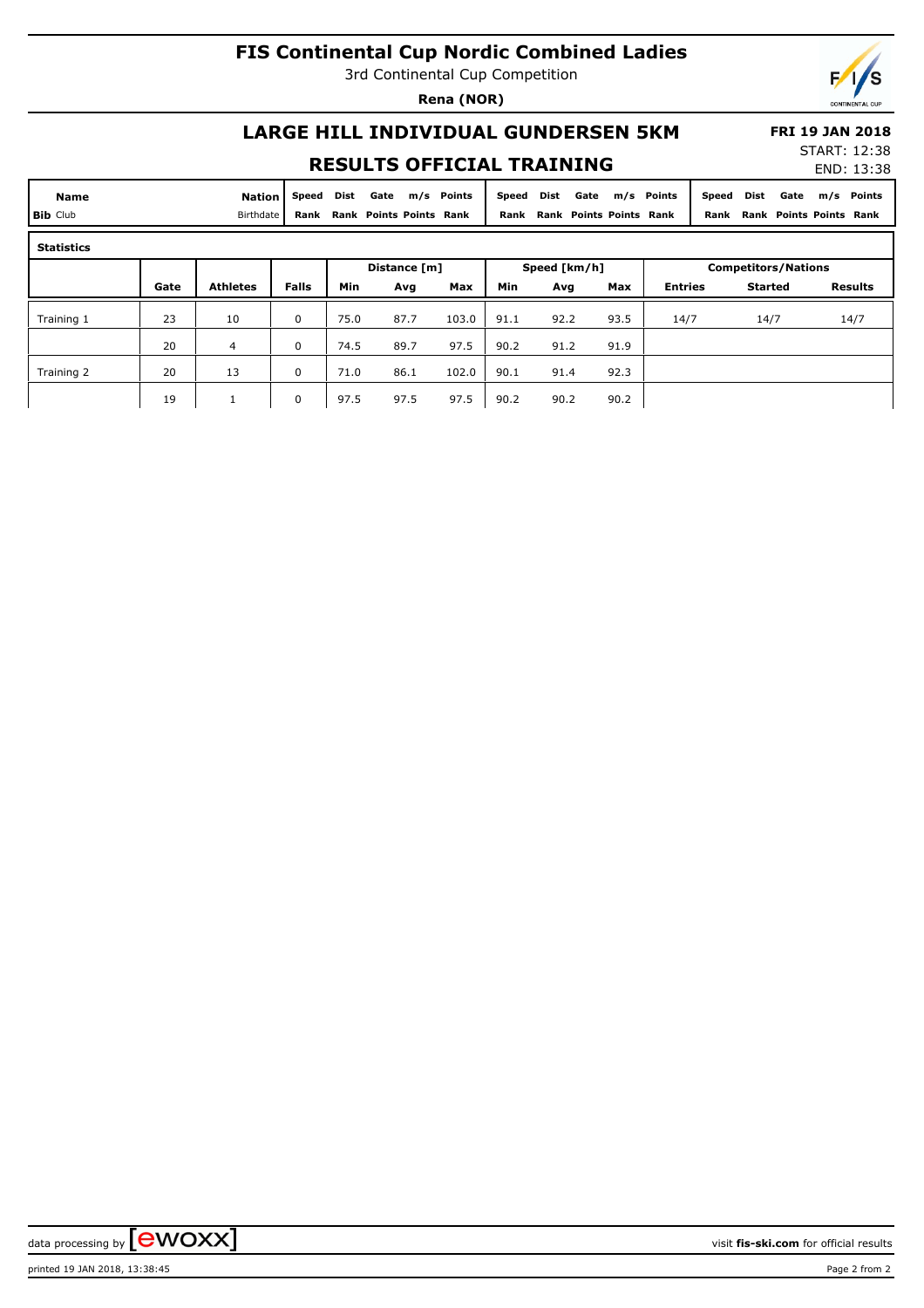## FIS Continental Cup Nordic Combined Ladies

3rd Continental Cup Competition

**Rena (NOR)**

## LARGE HILL INDIVIDUAL GUNDERSEN 5KM

**FRI 19 JAN 2018**

START: 12:38

END: 13:38

## RESULTS OFFICIAL TRAINING

| Name | Nation | Speed | Dist | Gate | m/s | Points | Speed | Dist | Gate | m/s | Points | Speed | Dist | Gate | m/s | Points |
|---|---|---|---|---|---|---|---|---|---|---|---|---|---|---|---|---|
| Bib Club | Birthdate | Rank | Rank | Points | Points | Rank | Rank | Rank | Points | Points | Rank | Rank | Rank | Points | Points | Rank |

**Statistics**

| | Gate | Athletes | Falls | Distance [m] | | | Speed [km/h] | | | Competitors/Nations | | |
|---|---|---|---|---|---|---|---|---|---|---|---|---|
| | | | | Min | Avg | Max | Min | Avg | Max | Entries | Started | Results |
| Training 1 | 23 | 10 | 0 | 75.0 | 87.7 | 103.0 | 91.1 | 92.2 | 93.5 | 14/7 | 14/7 | 14/7 |
| | 20 | 4 | 0 | 74.5 | 89.7 | 97.5 | 90.2 | 91.2 | 91.9 | | | |
| Training 2 | 20 | 13 | 0 | 71.0 | 86.1 | 102.0 | 90.1 | 91.4 | 92.3 | | | |
| | 19 | 1 | 0 | 97.5 | 97.5 | 97.5 | 90.2 | 90.2 | 90.2 | | | |

data processing by ewoxx

visit **fis-ski.com** for official results

printed 19 JAN 2018, 13:38:45